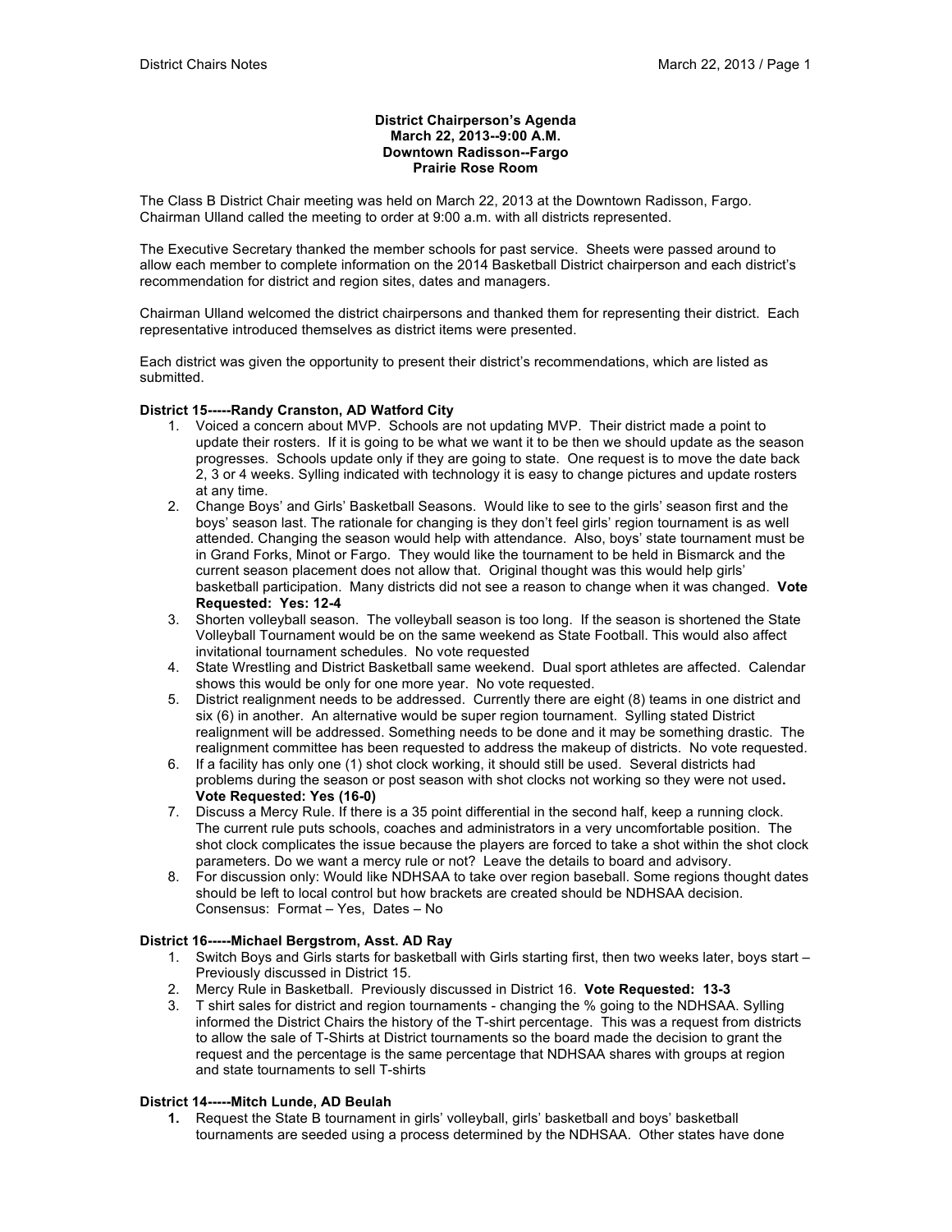**District Chairperson's Agenda**
**March 22, 2013--9:00 A.M.**
**Downtown Radisson--Fargo**
**Prairie Rose Room**

The Class B District Chair meeting was held on March 22, 2013 at the Downtown Radisson, Fargo. Chairman Ulland called the meeting to order at 9:00 a.m. with all districts represented.

The Executive Secretary thanked the member schools for past service. Sheets were passed around to allow each member to complete information on the 2014 Basketball District chairperson and each district's recommendation for district and region sites, dates and managers.

Chairman Ulland welcomed the district chairpersons and thanked them for representing their district. Each representative introduced themselves as district items were presented.

Each district was given the opportunity to present their district's recommendations, which are listed as submitted.

**District 15-----Randy Cranston, AD Watford City**

1. Voiced a concern about MVP. Schools are not updating MVP. Their district made a point to update their rosters. If it is going to be what we want it to be then we should update as the season progresses. Schools update only if they are going to state. One request is to move the date back 2, 3 or 4 weeks. Sylling indicated with technology it is easy to change pictures and update rosters at any time.
2. Change Boys' and Girls' Basketball Seasons. Would like to see to the girls' season first and the boys' season last. The rationale for changing is they don't feel girls' region tournament is as well attended. Changing the season would help with attendance. Also, boys' state tournament must be in Grand Forks, Minot or Fargo. They would like the tournament to be held in Bismarck and the current season placement does not allow that. Original thought was this would help girls' basketball participation. Many districts did not see a reason to change when it was changed. **Vote Requested: Yes: 12-4**
3. Shorten volleyball season. The volleyball season is too long. If the season is shortened the State Volleyball Tournament would be on the same weekend as State Football. This would also affect invitational tournament schedules. No vote requested
4. State Wrestling and District Basketball same weekend. Dual sport athletes are affected. Calendar shows this would be only for one more year. No vote requested.
5. District realignment needs to be addressed. Currently there are eight (8) teams in one district and six (6) in another. An alternative would be super region tournament. Sylling stated District realignment will be addressed. Something needs to be done and it may be something drastic. The realignment committee has been requested to address the makeup of districts. No vote requested.
6. If a facility has only one (1) shot clock working, it should still be used. Several districts had problems during the season or post season with shot clocks not working so they were not used**.** **Vote Requested: Yes (16-0)**
7. Discuss a Mercy Rule. If there is a 35 point differential in the second half, keep a running clock. The current rule puts schools, coaches and administrators in a very uncomfortable position. The shot clock complicates the issue because the players are forced to take a shot within the shot clock parameters. Do we want a mercy rule or not? Leave the details to board and advisory.
8. For discussion only: Would like NDHSAA to take over region baseball. Some regions thought dates should be left to local control but how brackets are created should be NDHSAA decision. Consensus: Format – Yes, Dates – No

**District 16-----Michael Bergstrom, Asst. AD Ray**

1. Switch Boys and Girls starts for basketball with Girls starting first, then two weeks later, boys start – Previously discussed in District 15.
2. Mercy Rule in Basketball. Previously discussed in District 16. **Vote Requested: 13-3**
3. T shirt sales for district and region tournaments - changing the % going to the NDHSAA. Sylling informed the District Chairs the history of the T-shirt percentage. This was a request from districts to allow the sale of T-Shirts at District tournaments so the board made the decision to grant the request and the percentage is the same percentage that NDHSAA shares with groups at region and state tournaments to sell T-shirts

**District 14-----Mitch Lunde, AD Beulah**

1. Request the State B tournament in girls' volleyball, girls' basketball and boys' basketball tournaments are seeded using a process determined by the NDHSAA. Other states have done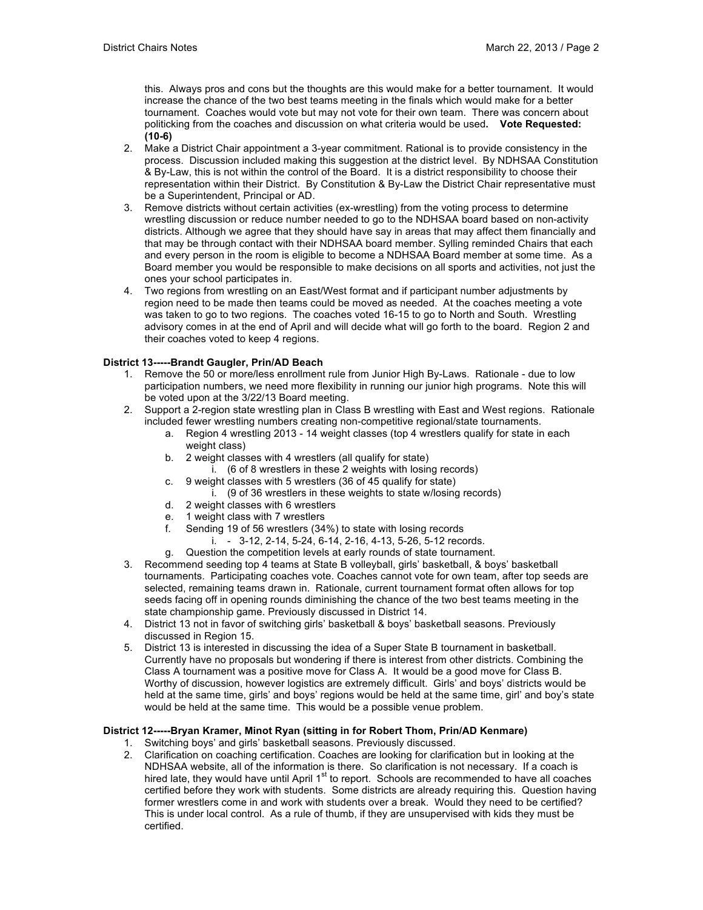this. Always pros and cons but the thoughts are this would make for a better tournament. It would increase the chance of the two best teams meeting in the finals which would make for a better tournament. Coaches would vote but may not vote for their own team. There was concern about politicking from the coaches and discussion on what criteria would be used. **Vote Requested: (10-6)**

2. Make a District Chair appointment a 3-year commitment. Rational is to provide consistency in the process. Discussion included making this suggestion at the district level. By NDHSAA Constitution & By-Law, this is not within the control of the Board. It is a district responsibility to choose their representation within their District. By Constitution & By-Law the District Chair representative must be a Superintendent, Principal or AD.
3. Remove districts without certain activities (ex-wrestling) from the voting process to determine wrestling discussion or reduce number needed to go to the NDHSAA board based on non-activity districts. Although we agree that they should have say in areas that may affect them financially and that may be through contact with their NDHSAA board member. Sylling reminded Chairs that each and every person in the room is eligible to become a NDHSAA Board member at some time. As a Board member you would be responsible to make decisions on all sports and activities, not just the ones your school participates in.
4. Two regions from wrestling on an East/West format and if participant number adjustments by region need to be made then teams could be moved as needed. At the coaches meeting a vote was taken to go to two regions. The coaches voted 16-15 to go to North and South. Wrestling advisory comes in at the end of April and will decide what will go forth to the board. Region 2 and their coaches voted to keep 4 regions.

**District 13-----Brandt Gaugler, Prin/AD Beach**

1. Remove the 50 or more/less enrollment rule from Junior High By-Laws. Rationale - due to low participation numbers, we need more flexibility in running our junior high programs. Note this will be voted upon at the 3/22/13 Board meeting.
2. Support a 2-region state wrestling plan in Class B wrestling with East and West regions. Rationale included fewer wrestling numbers creating non-competitive regional/state tournaments.
    a. Region 4 wrestling 2013 - 14 weight classes (top 4 wrestlers qualify for state in each weight class)
    b. 2 weight classes with 4 wrestlers (all qualify for state)
        i. (6 of 8 wrestlers in these 2 weights with losing records)
    c. 9 weight classes with 5 wrestlers (36 of 45 qualify for state)
        i. (9 of 36 wrestlers in these weights to state w/losing records)
    d. 2 weight classes with 6 wrestlers
    e. 1 weight class with 7 wrestlers
    f. Sending 19 of 56 wrestlers (34%) to state with losing records
        i. - 3-12, 2-14, 5-24, 6-14, 2-16, 4-13, 5-26, 5-12 records.
    g. Question the competition levels at early rounds of state tournament.
3. Recommend seeding top 4 teams at State B volleyball, girls' basketball, & boys' basketball tournaments. Participating coaches vote. Coaches cannot vote for own team, after top seeds are selected, remaining teams drawn in. Rationale, current tournament format often allows for top seeds facing off in opening rounds diminishing the chance of the two best teams meeting in the state championship game. Previously discussed in District 14.
4. District 13 not in favor of switching girls' basketball & boys' basketball seasons. Previously discussed in Region 15.
5. District 13 is interested in discussing the idea of a Super State B tournament in basketball. Currently have no proposals but wondering if there is interest from other districts. Combining the Class A tournament was a positive move for Class A. It would be a good move for Class B. Worthy of discussion, however logistics are extremely difficult. Girls' and boys' districts would be held at the same time, girls' and boys' regions would be held at the same time, girl' and boy's state would be held at the same time. This would be a possible venue problem.

**District 12-----Bryan Kramer, Minot Ryan (sitting in for Robert Thom, Prin/AD Kenmare)**

1. Switching boys' and girls' basketball seasons. Previously discussed.
2. Clarification on coaching certification. Coaches are looking for clarification but in looking at the NDHSAA website, all of the information is there. So clarification is not necessary. If a coach is hired late, they would have until April 1st to report. Schools are recommended to have all coaches certified before they work with students. Some districts are already requiring this. Question having former wrestlers come in and work with students over a break. Would they need to be certified? This is under local control. As a rule of thumb, if they are unsupervised with kids they must be certified.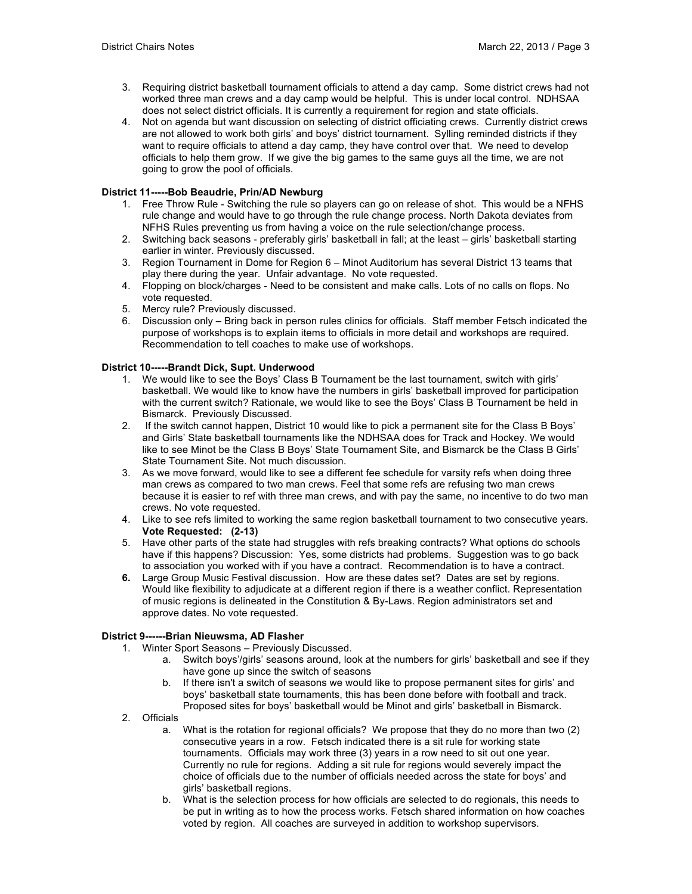3. Requiring district basketball tournament officials to attend a day camp. Some district crews had not worked three man crews and a day camp would be helpful. This is under local control. NDHSAA does not select district officials. It is currently a requirement for region and state officials.
4. Not on agenda but want discussion on selecting of district officiating crews. Currently district crews are not allowed to work both girls' and boys' district tournament. Sylling reminded districts if they want to require officials to attend a day camp, they have control over that. We need to develop officials to help them grow. If we give the big games to the same guys all the time, we are not going to grow the pool of officials.

**District 11-----Bob Beaudrie, Prin/AD Newburg**

1. Free Throw Rule - Switching the rule so players can go on release of shot. This would be a NFHS rule change and would have to go through the rule change process. North Dakota deviates from NFHS Rules preventing us from having a voice on the rule selection/change process.
2. Switching back seasons - preferably girls' basketball in fall; at the least – girls' basketball starting earlier in winter. Previously discussed.
3. Region Tournament in Dome for Region 6 – Minot Auditorium has several District 13 teams that play there during the year. Unfair advantage. No vote requested.
4. Flopping on block/charges - Need to be consistent and make calls. Lots of no calls on flops. No vote requested.
5. Mercy rule? Previously discussed.
6. Discussion only – Bring back in person rules clinics for officials. Staff member Fetsch indicated the purpose of workshops is to explain items to officials in more detail and workshops are required. Recommendation to tell coaches to make use of workshops.

**District 10-----Brandt Dick, Supt. Underwood**

1. We would like to see the Boys' Class B Tournament be the last tournament, switch with girls' basketball. We would like to know have the numbers in girls' basketball improved for participation with the current switch? Rationale, we would like to see the Boys' Class B Tournament be held in Bismarck. Previously Discussed.
2. If the switch cannot happen, District 10 would like to pick a permanent site for the Class B Boys' and Girls' State basketball tournaments like the NDHSAA does for Track and Hockey. We would like to see Minot be the Class B Boys' State Tournament Site, and Bismarck be the Class B Girls' State Tournament Site. Not much discussion.
3. As we move forward, would like to see a different fee schedule for varsity refs when doing three man crews as compared to two man crews. Feel that some refs are refusing two man crews because it is easier to ref with three man crews, and with pay the same, no incentive to do two man crews. No vote requested.
4. Like to see refs limited to working the same region basketball tournament to two consecutive years. **Vote Requested: (2-13)**
5. Have other parts of the state had struggles with refs breaking contracts? What options do schools have if this happens? Discussion: Yes, some districts had problems. Suggestion was to go back to association you worked with if you have a contract. Recommendation is to have a contract.
6. Large Group Music Festival discussion. How are these dates set? Dates are set by regions. Would like flexibility to adjudicate at a different region if there is a weather conflict. Representation of music regions is delineated in the Constitution & By-Laws. Region administrators set and approve dates. No vote requested.

**District 9------Brian Nieuwsma, AD Flasher**

1. Winter Sport Seasons – Previously Discussed.
   a. Switch boys'/girls' seasons around, look at the numbers for girls' basketball and see if they have gone up since the switch of seasons
   b. If there isn't a switch of seasons we would like to propose permanent sites for girls' and boys' basketball state tournaments, this has been done before with football and track. Proposed sites for boys' basketball would be Minot and girls' basketball in Bismarck.
2. Officials
   a. What is the rotation for regional officials? We propose that they do no more than two (2) consecutive years in a row. Fetsch indicated there is a sit rule for working state tournaments. Officials may work three (3) years in a row need to sit out one year. Currently no rule for regions. Adding a sit rule for regions would severely impact the choice of officials due to the number of officials needed across the state for boys' and girls' basketball regions.
   b. What is the selection process for how officials are selected to do regionals, this needs to be put in writing as to how the process works. Fetsch shared information on how coaches voted by region. All coaches are surveyed in addition to workshop supervisors.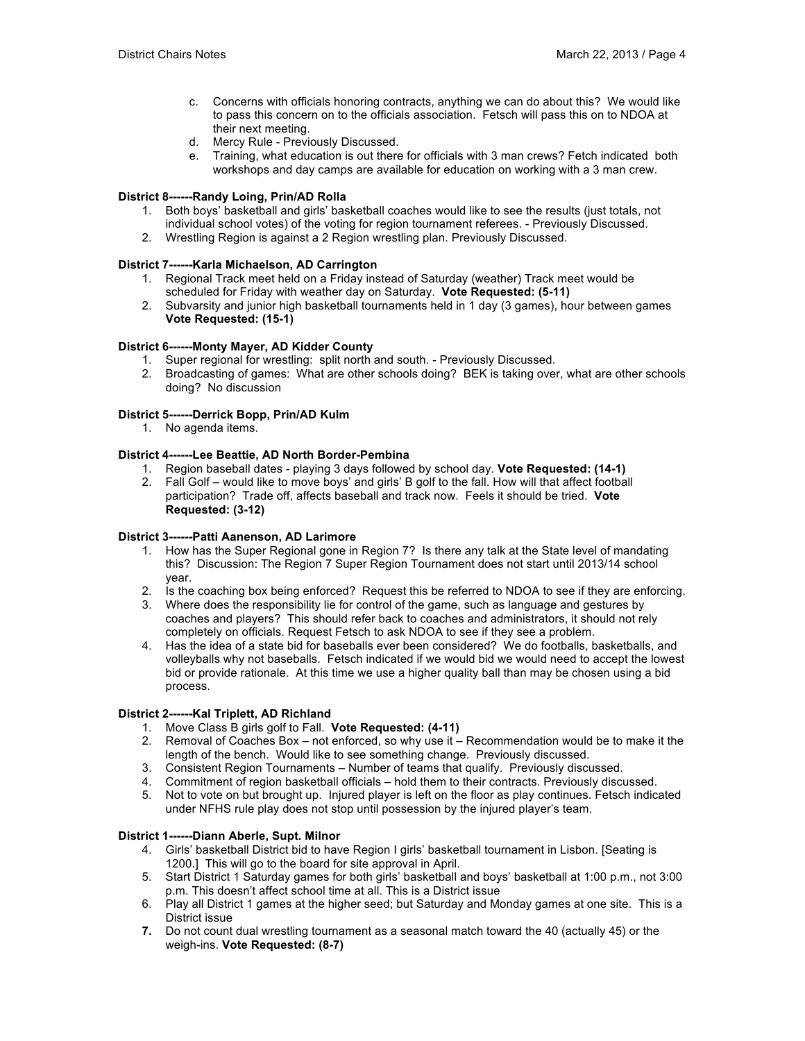c. Concerns with officials honoring contracts, anything we can do about this? We would like to pass this concern on to the officials association. Fetsch will pass this on to NDOA at their next meeting.
d. Mercy Rule - Previously Discussed.
e. Training, what education is out there for officials with 3 man crews? Fetch indicated both workshops and day camps are available for education on working with a 3 man crew.

**District 8------Randy Loing, Prin/AD Rolla**

1. Both boys' basketball and girls' basketball coaches would like to see the results (just totals, not individual school votes) of the voting for region tournament referees. - Previously Discussed.
2. Wrestling Region is against a 2 Region wrestling plan. Previously Discussed.

**District 7------Karla Michaelson, AD Carrington**

1. Regional Track meet held on a Friday instead of Saturday (weather) Track meet would be scheduled for Friday with weather day on Saturday. **Vote Requested: (5-11)**
2. Subvarsity and junior high basketball tournaments held in 1 day (3 games), hour between games **Vote Requested: (15-1)**

**District 6------Monty Mayer, AD Kidder County**

1. Super regional for wrestling: split north and south. - Previously Discussed.
2. Broadcasting of games: What are other schools doing? BEK is taking over, what are other schools doing? No discussion

**District 5------Derrick Bopp, Prin/AD Kulm**

1. No agenda items.

**District 4------Lee Beattie, AD North Border-Pembina**

1. Region baseball dates - playing 3 days followed by school day. **Vote Requested: (14-1)**
2. Fall Golf – would like to move boys' and girls' B golf to the fall. How will that affect football participation? Trade off, affects baseball and track now. Feels it should be tried. **Vote Requested: (3-12)**

**District 3------Patti Aanenson, AD Larimore**

1. How has the Super Regional gone in Region 7? Is there any talk at the State level of mandating this? Discussion: The Region 7 Super Region Tournament does not start until 2013/14 school year.
2. Is the coaching box being enforced? Request this be referred to NDOA to see if they are enforcing.
3. Where does the responsibility lie for control of the game, such as language and gestures by coaches and players? This should refer back to coaches and administrators, it should not rely completely on officials. Request Fetsch to ask NDOA to see if they see a problem.
4. Has the idea of a state bid for baseballs ever been considered? We do footballs, basketballs, and volleyballs why not baseballs. Fetsch indicated if we would bid we would need to accept the lowest bid or provide rationale. At this time we use a higher quality ball than may be chosen using a bid process.

**District 2------Kal Triplett, AD Richland**

1. Move Class B girls golf to Fall. **Vote Requested: (4-11)**
2. Removal of Coaches Box – not enforced, so why use it – Recommendation would be to make it the length of the bench. Would like to see something change. Previously discussed.
3. Consistent Region Tournaments – Number of teams that qualify. Previously discussed.
4. Commitment of region basketball officials – hold them to their contracts. Previously discussed.
5. Not to vote on but brought up. Injured player is left on the floor as play continues. Fetsch indicated under NFHS rule play does not stop until possession by the injured player's team.

**District 1------Diann Aberle, Supt. Milnor**

4. Girls' basketball District bid to have Region I girls' basketball tournament in Lisbon. [Seating is 1200.] This will go to the board for site approval in April.
5. Start District 1 Saturday games for both girls' basketball and boys' basketball at 1:00 p.m., not 3:00 p.m. This doesn't affect school time at all. This is a District issue
6. Play all District 1 games at the higher seed; but Saturday and Monday games at one site. This is a District issue
7. Do not count dual wrestling tournament as a seasonal match toward the 40 (actually 45) or the weigh-ins. **Vote Requested: (8-7)**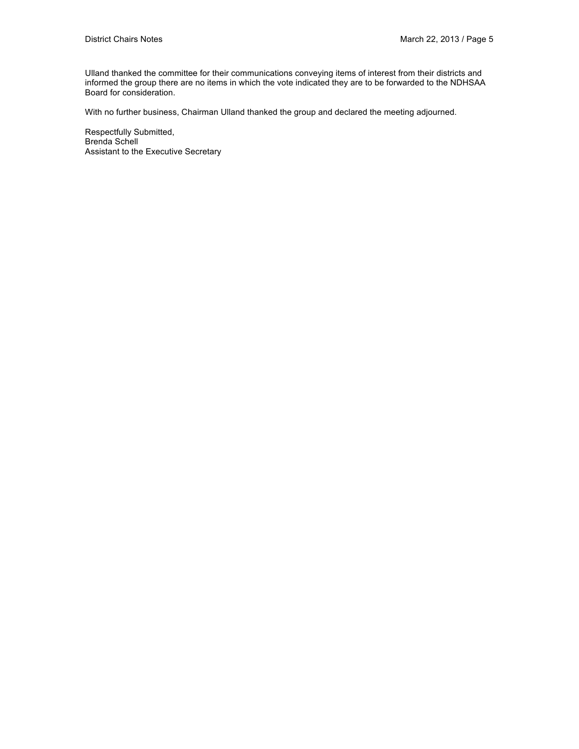Ulland thanked the committee for their communications conveying items of interest from their districts and informed the group there are no items in which the vote indicated they are to be forwarded to the NDHSAA Board for consideration.

With no further business, Chairman Ulland thanked the group and declared the meeting adjourned.

Respectfully Submitted,
Brenda Schell
Assistant to the Executive Secretary